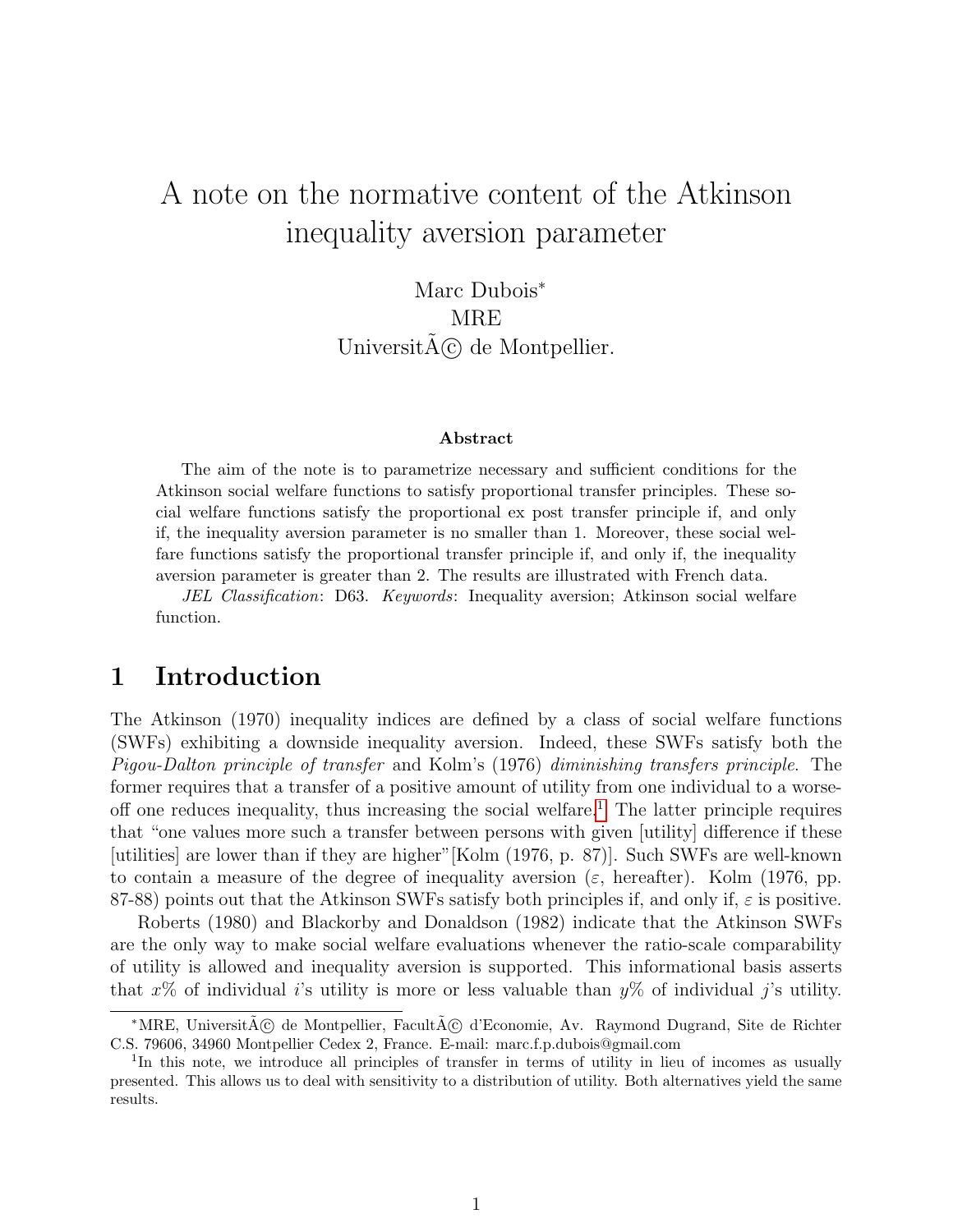# A note on the normative content of the Atkinson inequality aversion parameter

Marc Dubois*
MRE
UniversitÃ© de Montpellier.

### Abstract

The aim of the note is to parametrize necessary and sufficient conditions for the Atkinson social welfare functions to satisfy proportional transfer principles. These social welfare functions satisfy the proportional ex post transfer principle if, and only if, the inequality aversion parameter is no smaller than 1. Moreover, these social welfare functions satisfy the proportional transfer principle if, and only if, the inequality aversion parameter is greater than 2. The results are illustrated with French data.

*JEL Classification*: D63. *Keywords*: Inequality aversion; Atkinson social welfare function.

## 1 Introduction

The Atkinson (1970) inequality indices are defined by a class of social welfare functions (SWFs) exhibiting a downside inequality aversion. Indeed, these SWFs satisfy both the *Pigou-Dalton principle of transfer* and Kolm's (1976) *diminishing transfers principle*. The former requires that a transfer of a positive amount of utility from one individual to a worse-off one reduces inequality, thus increasing the social welfare.[1] The latter principle requires that "one values more such a transfer between persons with given [utility] difference if these [utilities] are lower than if they are higher"[Kolm (1976, p. 87)]. Such SWFs are well-known to contain a measure of the degree of inequality aversion ($\varepsilon$, hereafter). Kolm (1976, pp. 87-88) points out that the Atkinson SWFs satisfy both principles if, and only if, $\varepsilon$ is positive.

Roberts (1980) and Blackorby and Donaldson (1982) indicate that the Atkinson SWFs are the only way to make social welfare evaluations whenever the ratio-scale comparability of utility is allowed and inequality aversion is supported. This informational basis asserts that $x\%$ of individual $i$'s utility is more or less valuable than $y\%$ of individual $j$'s utility.

---

*MRE, UniversitÃ© de Montpellier, FacultÃ© d'Economie, Av. Raymond Dugrand, Site de Richter C.S. 79606, 34960 Montpellier Cedex 2, France. E-mail: marc.f.p.dubois@gmail.com

[1] In this note, we introduce all principles of transfer in terms of utility in lieu of incomes as usually presented. This allows us to deal with sensitivity to a distribution of utility. Both alternatives yield the same results.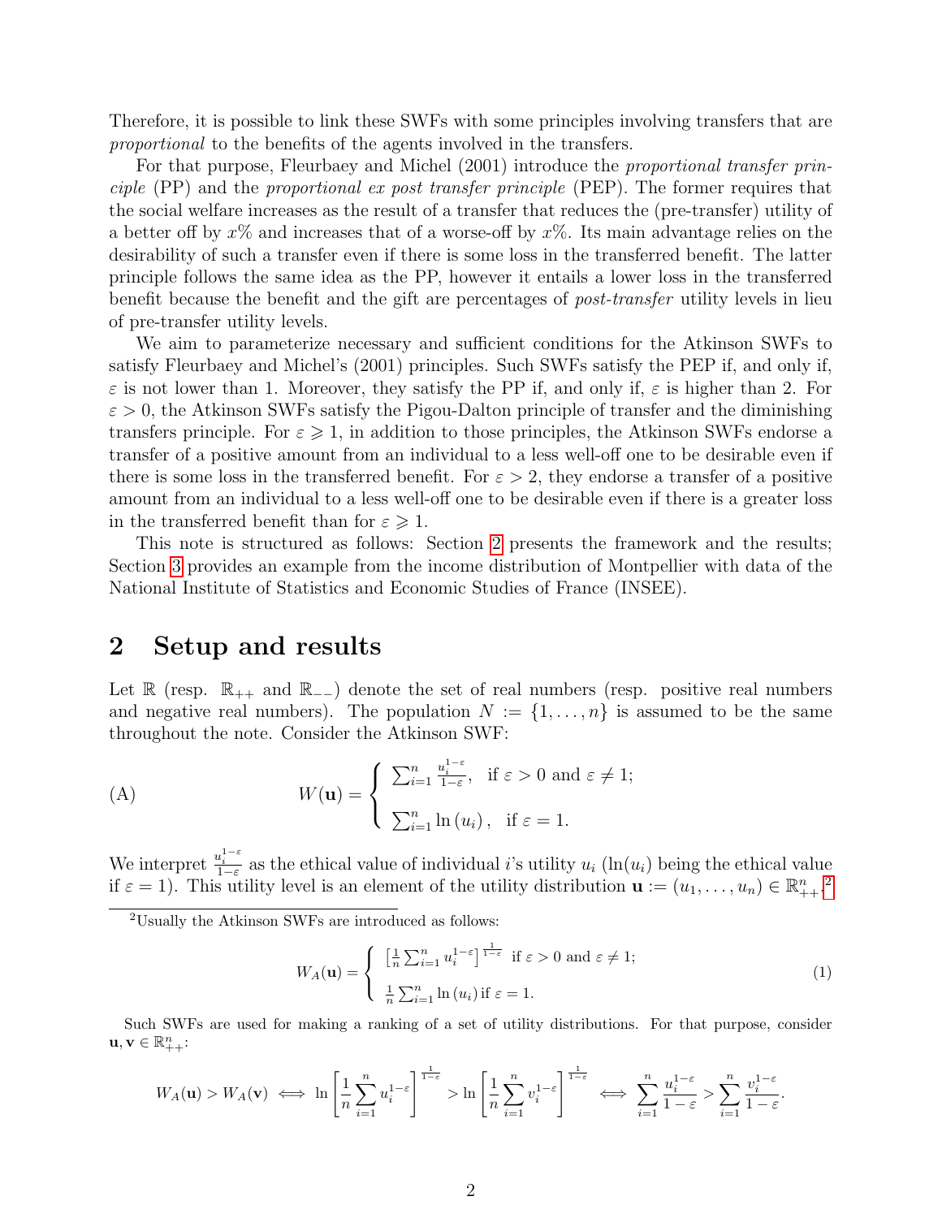Therefore, it is possible to link these SWFs with some principles involving transfers that are *proportional* to the benefits of the agents involved in the transfers.

For that purpose, Fleurbaey and Michel (2001) introduce the *proportional transfer principle* (PP) and the *proportional ex post transfer principle* (PEP). The former requires that the social welfare increases as the result of a transfer that reduces the (pre-transfer) utility of a better off by $x$% and increases that of a worse-off by $x$%. Its main advantage relies on the desirability of such a transfer even if there is some loss in the transferred benefit. The latter principle follows the same idea as the PP, however it entails a lower loss in the transferred benefit because the benefit and the gift are percentages of *post-transfer* utility levels in lieu of pre-transfer utility levels.

We aim to parameterize necessary and sufficient conditions for the Atkinson SWFs to satisfy Fleurbaey and Michel's (2001) principles. Such SWFs satisfy the PEP if, and only if, $\varepsilon$ is not lower than 1. Moreover, they satisfy the PP if, and only if, $\varepsilon$ is higher than 2. For $\varepsilon > 0$, the Atkinson SWFs satisfy the Pigou-Dalton principle of transfer and the diminishing transfers principle. For $\varepsilon \geqslant 1$, in addition to those principles, the Atkinson SWFs endorse a transfer of a positive amount from an individual to a less well-off one to be desirable even if there is some loss in the transferred benefit. For $\varepsilon > 2$, they endorse a transfer of a positive amount from an individual to a less well-off one to be desirable even if there is a greater loss in the transferred benefit than for $\varepsilon \geqslant 1$.

This note is structured as follows: Section 2 presents the framework and the results; Section 3 provides an example from the income distribution of Montpellier with data of the National Institute of Statistics and Economic Studies of France (INSEE).

## 2 Setup and results

Let $\mathbb{R}$ (resp. $\mathbb{R}_{++}$ and $\mathbb{R}_{--}$) denote the set of real numbers (resp. positive real numbers and negative real numbers). The population $N := \{1, \ldots, n\}$ is assumed to be the same throughout the note. Consider the Atkinson SWF:

$$
\text{(A)} \qquad W(\mathbf{u}) = \begin{cases} \sum_{i=1}^{n} \frac{u_i^{1-\varepsilon}}{1-\varepsilon}, & \text{if } \varepsilon > 0 \text{ and } \varepsilon \neq 1; \\ \sum_{i=1}^{n} \ln(u_i), & \text{if } \varepsilon = 1. \end{cases}
$$

We interpret $\frac{u_i^{1-\varepsilon}}{1-\varepsilon}$ as the ethical value of individual $i$'s utility $u_i$ ($\ln(u_i)$ being the ethical value if $\varepsilon = 1$). This utility level is an element of the utility distribution $\mathbf{u} := (u_1, \ldots, u_n) \in \mathbb{R}^n_{++}$.[2]

[2] Usually the Atkinson SWFs are introduced as follows:

$$
W_A(\mathbf{u}) = \begin{cases} \left[\frac{1}{n}\sum_{i=1}^{n} u_i^{1-\varepsilon}\right]^{\frac{1}{1-\varepsilon}} & \text{if } \varepsilon > 0 \text{ and } \varepsilon \neq 1; \\ \frac{1}{n}\sum_{i=1}^{n} \ln(u_i) \text{ if } \varepsilon = 1. \end{cases} \tag{1}
$$

Such SWFs are used for making a ranking of a set of utility distributions. For that purpose, consider $\mathbf{u}, \mathbf{v} \in \mathbb{R}^n_{++}$:

$$
W_A(\mathbf{u}) > W_A(\mathbf{v}) \iff \ln\left[\frac{1}{n}\sum_{i=1}^{n} u_i^{1-\varepsilon}\right]^{\frac{1}{1-\varepsilon}} > \ln\left[\frac{1}{n}\sum_{i=1}^{n} v_i^{1-\varepsilon}\right]^{\frac{1}{1-\varepsilon}} \iff \sum_{i=1}^{n} \frac{u_i^{1-\varepsilon}}{1-\varepsilon} > \sum_{i=1}^{n} \frac{v_i^{1-\varepsilon}}{1-\varepsilon}.
$$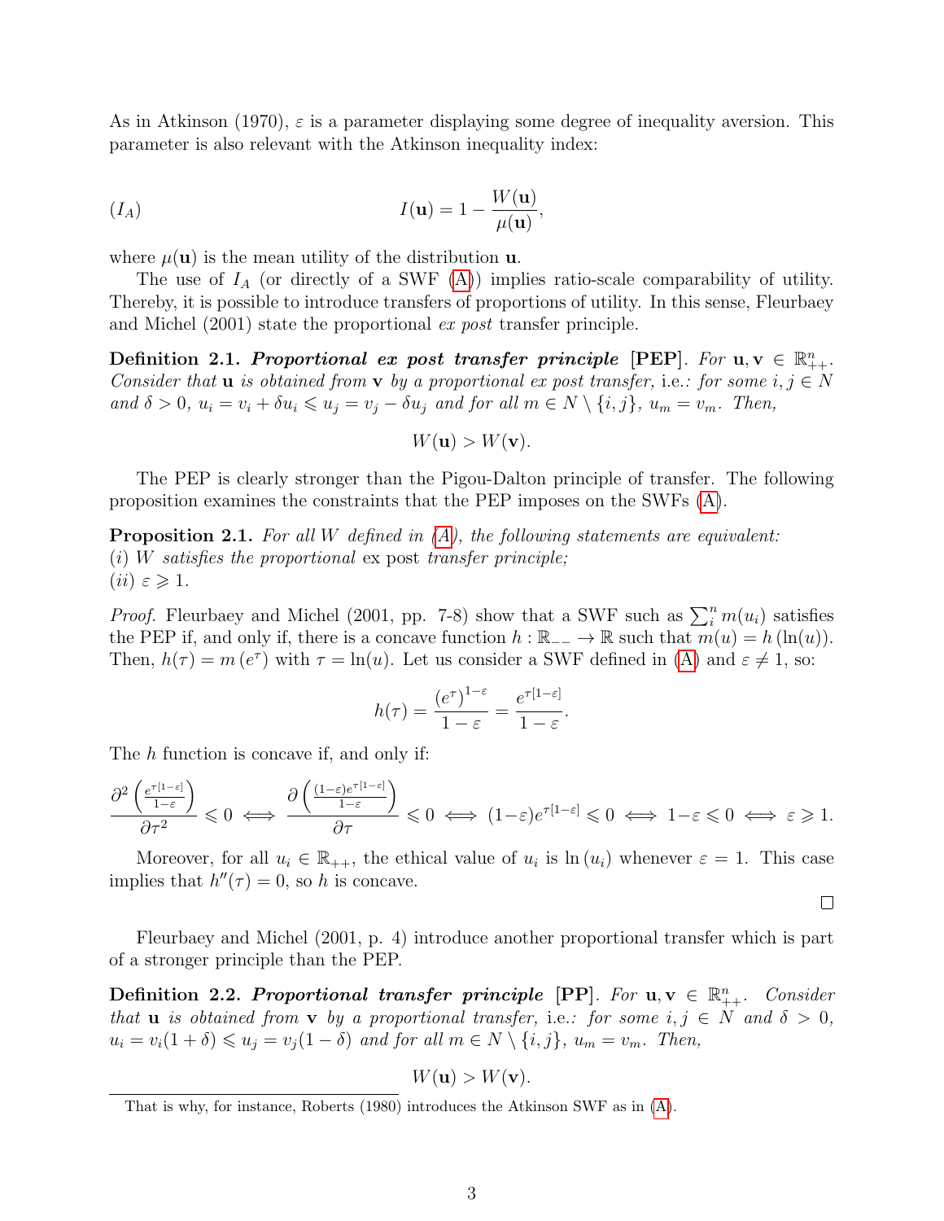As in Atkinson (1970), $\varepsilon$ is a parameter displaying some degree of inequality aversion. This parameter is also relevant with the Atkinson inequality index:

$$(I_A) \qquad I(\mathbf{u}) = 1 - \frac{W(\mathbf{u})}{\mu(\mathbf{u})},$$

where $\mu(\mathbf{u})$ is the mean utility of the distribution $\mathbf{u}$.

The use of $I_A$ (or directly of a SWF (A)) implies ratio-scale comparability of utility. Thereby, it is possible to introduce transfers of proportions of utility. In this sense, Fleurbaey and Michel (2001) state the proportional *ex post* transfer principle.

**Definition 2.1.** ***Proportional ex post transfer principle*** **[PEP]**. *For* $\mathbf{u}, \mathbf{v} \in \mathbb{R}^n_{++}$. *Consider that* $\mathbf{u}$ *is obtained from* $\mathbf{v}$ *by a proportional ex post transfer,* i.e.*: for some* $i, j \in N$ *and* $\delta > 0$, $u_i = v_i + \delta u_i \leqslant u_j = v_j - \delta u_j$ *and for all* $m \in N \setminus \{i, j\}$, $u_m = v_m$. *Then,*

$$W(\mathbf{u}) > W(\mathbf{v}).$$

The PEP is clearly stronger than the Pigou-Dalton principle of transfer. The following proposition examines the constraints that the PEP imposes on the SWFs (A).

**Proposition 2.1.** *For all* $W$ *defined in* (A)*, the following statements are equivalent:*
$(i)$ *W satisfies the proportional* ex post *transfer principle;*
$(ii)$ $\varepsilon \geqslant 1$.

*Proof.* Fleurbaey and Michel (2001, pp. 7-8) show that a SWF such as $\sum_i^n m(u_i)$ satisfies the PEP if, and only if, there is a concave function $h : \mathbb{R}_{--} \to \mathbb{R}$ such that $m(u) = h(\ln(u))$. Then, $h(\tau) = m(e^\tau)$ with $\tau = \ln(u)$. Let us consider a SWF defined in (A) and $\varepsilon \neq 1$, so:

$$h(\tau) = \frac{(e^\tau)^{1-\varepsilon}}{1-\varepsilon} = \frac{e^{\tau[1-\varepsilon]}}{1-\varepsilon}.$$

The $h$ function is concave if, and only if:

$$\frac{\partial^2 \left(\frac{e^{\tau[1-\varepsilon]}}{1-\varepsilon}\right)}{\partial \tau^2} \leqslant 0 \iff \frac{\partial \left(\frac{(1-\varepsilon)e^{\tau[1-\varepsilon]}}{1-\varepsilon}\right)}{\partial \tau} \leqslant 0 \iff (1-\varepsilon)e^{\tau[1-\varepsilon]} \leqslant 0 \iff 1-\varepsilon \leqslant 0 \iff \varepsilon \geqslant 1.$$

Moreover, for all $u_i \in \mathbb{R}_{++}$, the ethical value of $u_i$ is $\ln(u_i)$ whenever $\varepsilon = 1$. This case implies that $h''(\tau) = 0$, so $h$ is concave.

□

Fleurbaey and Michel (2001, p. 4) introduce another proportional transfer which is part of a stronger principle than the PEP.

**Definition 2.2.** ***Proportional transfer principle*** **[PP]**. *For* $\mathbf{u}, \mathbf{v} \in \mathbb{R}^n_{++}$. *Consider that* $\mathbf{u}$ *is obtained from* $\mathbf{v}$ *by a proportional transfer,* i.e.*: for some* $i, j \in N$ *and* $\delta > 0$, $u_i = v_i(1 + \delta) \leqslant u_j = v_j(1 - \delta)$ *and for all* $m \in N \setminus \{i, j\}$, $u_m = v_m$. *Then,*

$$W(\mathbf{u}) > W(\mathbf{v}).$$

---

That is why, for instance, Roberts (1980) introduces the Atkinson SWF as in (A).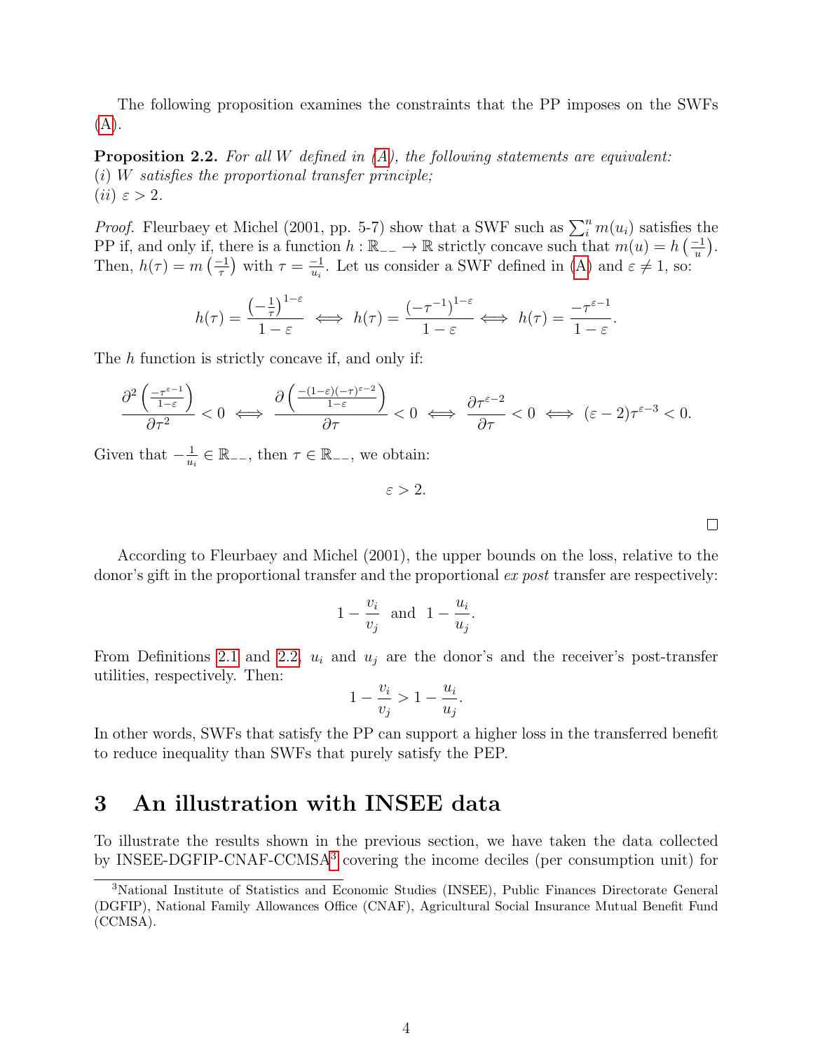The following proposition examines the constraints that the PP imposes on the SWFs (A).

**Proposition 2.2.** *For all $W$ defined in (A), the following statements are equivalent:*
$(i)$ *$W$ satisfies the proportional transfer principle;*
$(ii)$ $\varepsilon > 2$.

*Proof.* Fleurbaey et Michel (2001, pp. 5-7) show that a SWF such as $\sum_i^n m(u_i)$ satisfies the PP if, and only if, there is a function $h : \mathbb{R}_{--} \to \mathbb{R}$ strictly concave such that $m(u) = h\left(\frac{-1}{u}\right)$. Then, $h(\tau) = m\left(\frac{-1}{\tau}\right)$ with $\tau = \frac{-1}{u_i}$. Let us consider a SWF defined in (A) and $\varepsilon \neq 1$, so:

$$h(\tau) = \frac{\left(-\frac{1}{\tau}\right)^{1-\varepsilon}}{1-\varepsilon} \iff h(\tau) = \frac{\left(-\tau^{-1}\right)^{1-\varepsilon}}{1-\varepsilon} \iff h(\tau) = \frac{-\tau^{\varepsilon-1}}{1-\varepsilon}.$$

The $h$ function is strictly concave if, and only if:

$$\frac{\partial^2 \left(\frac{-\tau^{\varepsilon-1}}{1-\varepsilon}\right)}{\partial \tau^2} < 0 \iff \frac{\partial \left(\frac{-(1-\varepsilon)(-\tau)^{\varepsilon-2}}{1-\varepsilon}\right)}{\partial \tau} < 0 \iff \frac{\partial \tau^{\varepsilon-2}}{\partial \tau} < 0 \iff (\varepsilon - 2)\tau^{\varepsilon-3} < 0.$$

Given that $-\frac{1}{u_i} \in \mathbb{R}_{--}$, then $\tau \in \mathbb{R}_{--}$, we obtain:

$$\varepsilon > 2.$$

□

According to Fleurbaey and Michel (2001), the upper bounds on the loss, relative to the donor's gift in the proportional transfer and the proportional *ex post* transfer are respectively:

$$1 - \frac{v_i}{v_j} \text{ and } 1 - \frac{u_i}{u_j}.$$

From Definitions 2.1 and 2.2, $u_i$ and $u_j$ are the donor's and the receiver's post-transfer utilities, respectively. Then:

$$1 - \frac{v_i}{v_j} > 1 - \frac{u_i}{u_j}.$$

In other words, SWFs that satisfy the PP can support a higher loss in the transferred benefit to reduce inequality than SWFs that purely satisfy the PEP.

# 3 An illustration with INSEE data

To illustrate the results shown in the previous section, we have taken the data collected by INSEE-DGFIP-CNAF-CCMSA[3] covering the income deciles (per consumption unit) for

[3] National Institute of Statistics and Economic Studies (INSEE), Public Finances Directorate General (DGFIP), National Family Allowances Office (CNAF), Agricultural Social Insurance Mutual Benefit Fund (CCMSA).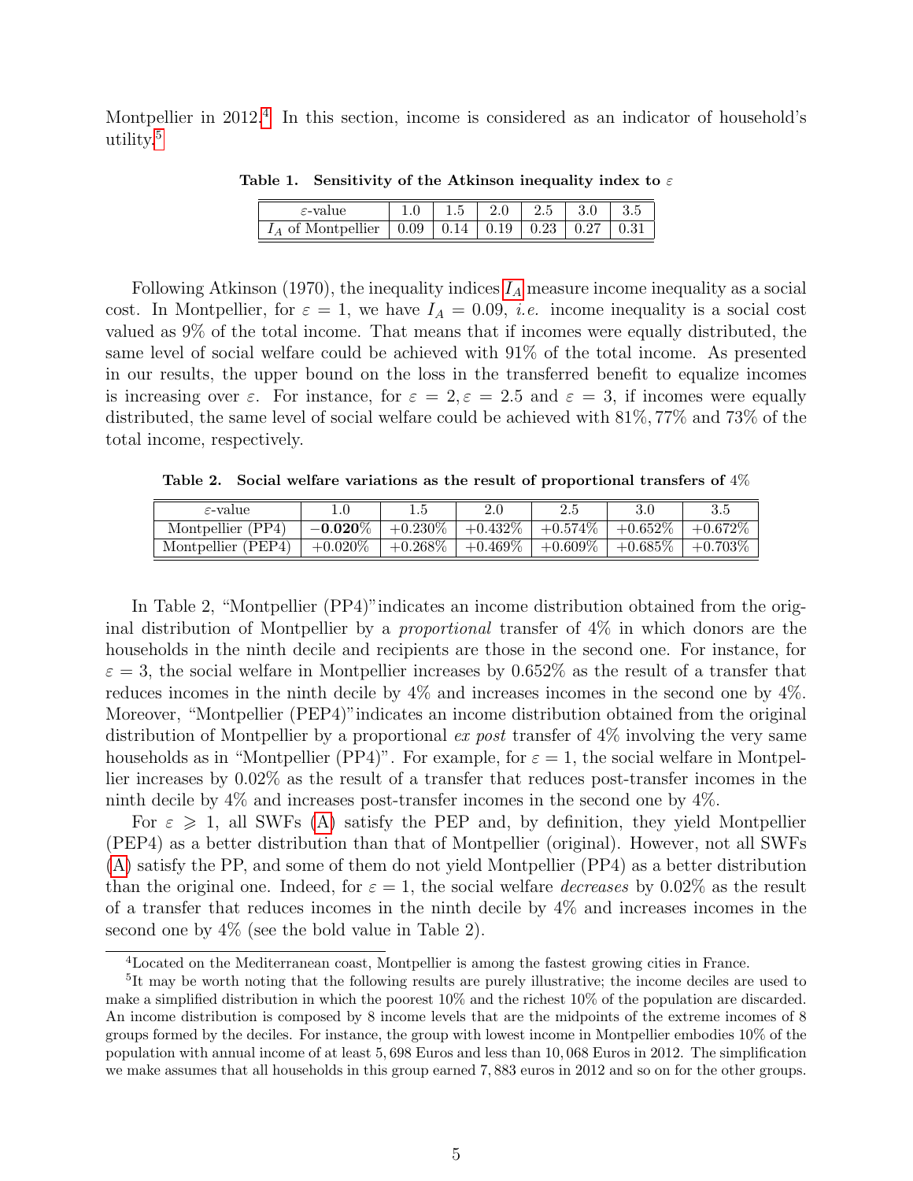Montpellier in 2012.[4] In this section, income is considered as an indicator of household's utility.[5]

**Table 1. Sensitivity of the Atkinson inequality index to $\varepsilon$**

| $\varepsilon$-value | 1.0 | 1.5 | 2.0 | 2.5 | 3.0 | 3.5 |
|---|---|---|---|---|---|---|
| $I_A$ of Montpellier | 0.09 | 0.14 | 0.19 | 0.23 | 0.27 | 0.31 |

Following Atkinson (1970), the inequality indices $I_A$ measure income inequality as a social cost. In Montpellier, for $\varepsilon = 1$, we have $I_A = 0.09$, *i.e.* income inequality is a social cost valued as 9% of the total income. That means that if incomes were equally distributed, the same level of social welfare could be achieved with 91% of the total income. As presented in our results, the upper bound on the loss in the transferred benefit to equalize incomes is increasing over $\varepsilon$. For instance, for $\varepsilon = 2, \varepsilon = 2.5$ and $\varepsilon = 3$, if incomes were equally distributed, the same level of social welfare could be achieved with 81%, 77% and 73% of the total income, respectively.

**Table 2. Social welfare variations as the result of proportional transfers of 4%**

| $\varepsilon$-value | 1.0 | 1.5 | 2.0 | 2.5 | 3.0 | 3.5 |
|---|---|---|---|---|---|---|
| Montpellier (PP4) | **−0.020%** | +0.230% | +0.432% | +0.574% | +0.652% | +0.672% |
| Montpellier (PEP4) | +0.020% | +0.268% | +0.469% | +0.609% | +0.685% | +0.703% |

In Table 2, "Montpellier (PP4)" indicates an income distribution obtained from the original distribution of Montpellier by a *proportional* transfer of 4% in which donors are the households in the ninth decile and recipients are those in the second one. For instance, for $\varepsilon = 3$, the social welfare in Montpellier increases by 0.652% as the result of a transfer that reduces incomes in the ninth decile by 4% and increases incomes in the second one by 4%. Moreover, "Montpellier (PEP4)" indicates an income distribution obtained from the original distribution of Montpellier by a proportional *ex post* transfer of 4% involving the very same households as in "Montpellier (PP4)". For example, for $\varepsilon = 1$, the social welfare in Montpellier increases by 0.02% as the result of a transfer that reduces post-transfer incomes in the ninth decile by 4% and increases post-transfer incomes in the second one by 4%.

For $\varepsilon \geqslant 1$, all SWFs (A) satisfy the PEP and, by definition, they yield Montpellier (PEP4) as a better distribution than that of Montpellier (original). However, not all SWFs (A) satisfy the PP, and some of them do not yield Montpellier (PP4) as a better distribution than the original one. Indeed, for $\varepsilon = 1$, the social welfare *decreases* by 0.02% as the result of a transfer that reduces incomes in the ninth decile by 4% and increases incomes in the second one by 4% (see the bold value in Table 2).

[4] Located on the Mediterranean coast, Montpellier is among the fastest growing cities in France.

[5] It may be worth noting that the following results are purely illustrative; the income deciles are used to make a simplified distribution in which the poorest 10% and the richest 10% of the population are discarded. An income distribution is composed by 8 income levels that are the midpoints of the extreme incomes of 8 groups formed by the deciles. For instance, the group with lowest income in Montpellier embodies 10% of the population with annual income of at least 5,698 Euros and less than 10,068 Euros in 2012. The simplification we make assumes that all households in this group earned 7,883 euros in 2012 and so on for the other groups.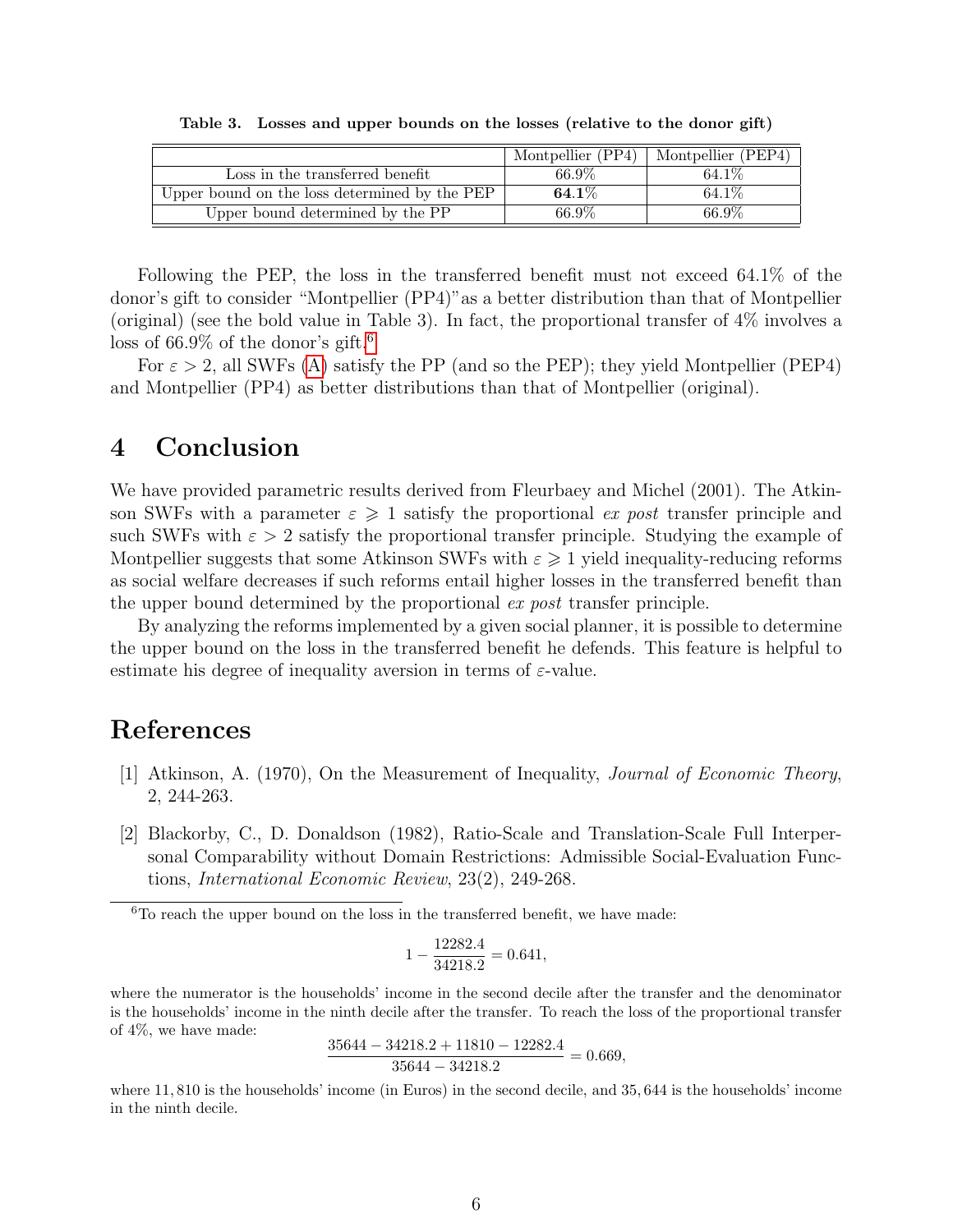**Table 3. Losses and upper bounds on the losses (relative to the donor gift)**

| | Montpellier (PP4) | Montpellier (PEP4) |
|---|---|---|
| Loss in the transferred benefit | 66.9% | 64.1% |
| Upper bound on the loss determined by the PEP | **64.1%** | 64.1% |
| Upper bound determined by the PP | 66.9% | 66.9% |

Following the PEP, the loss in the transferred benefit must not exceed 64.1% of the donor's gift to consider "Montpellier (PP4)"as a better distribution than that of Montpellier (original) (see the bold value in Table 3). In fact, the proportional transfer of 4% involves a loss of 66.9% of the donor's gift.[6]

For $\varepsilon > 2$, all SWFs (A) satisfy the PP (and so the PEP); they yield Montpellier (PEP4) and Montpellier (PP4) as better distributions than that of Montpellier (original).

# 4 Conclusion

We have provided parametric results derived from Fleurbaey and Michel (2001). The Atkinson SWFs with a parameter $\varepsilon \geqslant 1$ satisfy the proportional *ex post* transfer principle and such SWFs with $\varepsilon > 2$ satisfy the proportional transfer principle. Studying the example of Montpellier suggests that some Atkinson SWFs with $\varepsilon \geqslant 1$ yield inequality-reducing reforms as social welfare decreases if such reforms entail higher losses in the transferred benefit than the upper bound determined by the proportional *ex post* transfer principle.

By analyzing the reforms implemented by a given social planner, it is possible to determine the upper bound on the loss in the transferred benefit he defends. This feature is helpful to estimate his degree of inequality aversion in terms of $\varepsilon$-value.

# References

[1] Atkinson, A. (1970), On the Measurement of Inequality, *Journal of Economic Theory*, 2, 244-263.

[2] Blackorby, C., D. Donaldson (1982), Ratio-Scale and Translation-Scale Full Interpersonal Comparability without Domain Restrictions: Admissible Social-Evaluation Functions, *International Economic Review*, 23(2), 249-268.

---

[6] To reach the upper bound on the loss in the transferred benefit, we have made:

$$1 - \frac{12282.4}{34218.2} = 0.641,$$

where the numerator is the households' income in the second decile after the transfer and the denominator is the households' income in the ninth decile after the transfer. To reach the loss of the proportional transfer of 4%, we have made:

$$\frac{35644 - 34218.2 + 11810 - 12282.4}{35644 - 34218.2} = 0.669,$$

where 11,810 is the households' income (in Euros) in the second decile, and 35,644 is the households' income in the ninth decile.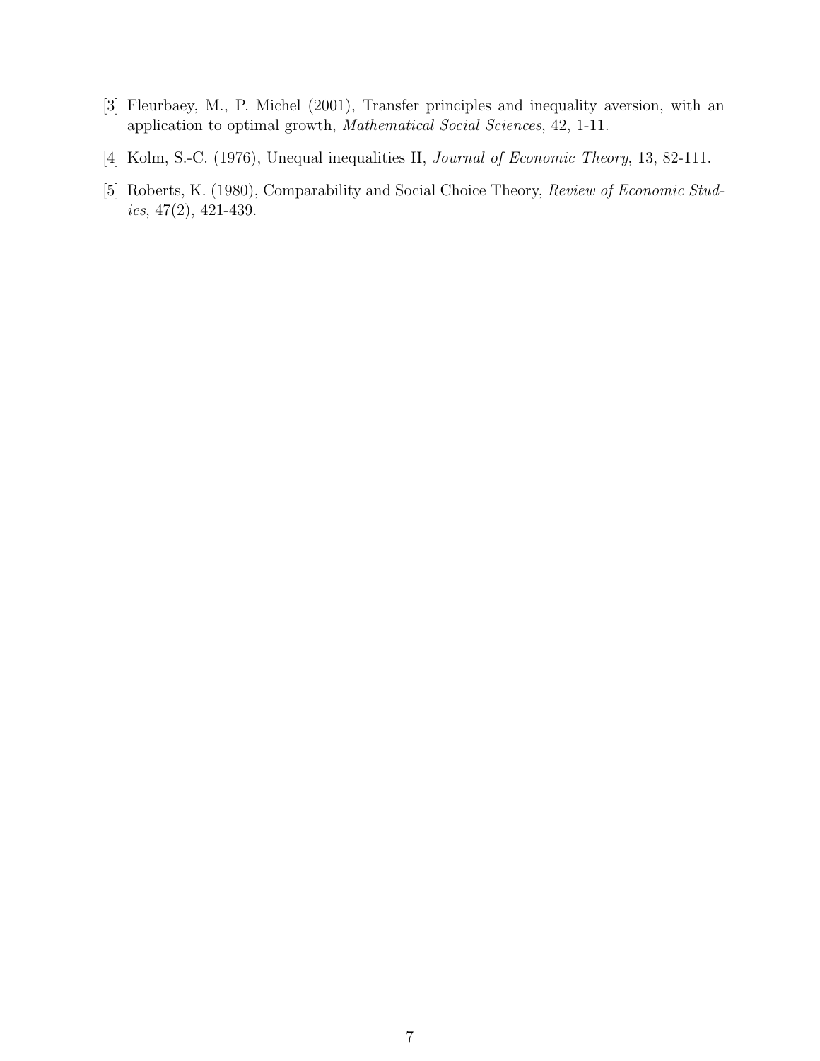[3] Fleurbaey, M., P. Michel (2001), Transfer principles and inequality aversion, with an application to optimal growth, *Mathematical Social Sciences*, 42, 1-11.

[4] Kolm, S.-C. (1976), Unequal inequalities II, *Journal of Economic Theory*, 13, 82-111.

[5] Roberts, K. (1980), Comparability and Social Choice Theory, *Review of Economic Studies*, 47(2), 421-439.